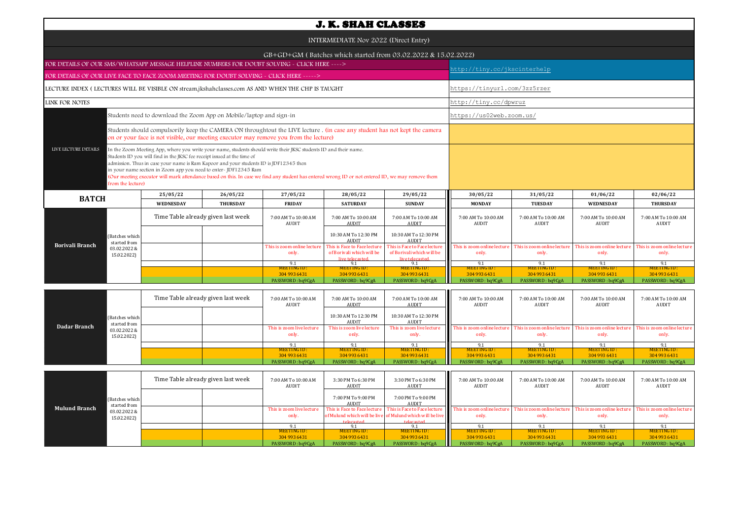# J. K. SHAH CLASSES

INTERMEDIATE Nov 2022 (Direct Entry)

GB+GD+GM ( Batches which started from 03.02.2022 & 15.02.2022)

| | |
|---|---|
| FOR DETAILS OF OUR SMS/WHATSAPP MESSAGE HELPLINE NUMBERS FOR DOUBT SOLVING - CLICK HERE ----> | http://tiny.cc/jkscinterhelp |
| FOR DETAILS OF OUR LIVE FACE TO FACE ZOOM MEETING FOR DOUBT SOLVING - CLICK HERE -----> | |
| LECTURE INDEX ( LECTURES WILL BE VISIBLE ON stream.jkshahclasses.com AS AND WHEN THE CHP IS TAUGHT | https://tinyurl.com/3zz5rzer |
| LINK FOR NOTES | http://tiny.cc/dpwruz |

**LIVE LECTURE DETAILS**

Students need to download the Zoom App on Mobile/laptop and sign-in — https://us02web.zoom.us/

Students should compulsorily keep the CAMERA ON throughtout the LIVE lecture . (in case any student has not kept the camera on or your face is not visible, our meeting executor may remove you from the lecture)

In the Zoom Meeting App, where you write your name, students should write their JKSC students ID and their name.
Students ID you will find in the JKSC fee receipt issued at the time of admission. Thus in case your name is Ram Kapoor and your students ID is JDF12345 then in your name section in Zoom app you need to enter- JDF12345 Ram
(Our meeting executor will mark attendance based on this. In case we find any student has entered wrong ID or not entered ID, we may remove them from the lecture)

| BATCH | | 25/05/22 WEDNESDAY | 26/05/22 THURSDAY | 27/05/22 FRIDAY | 28/05/22 SATURDAY | 29/05/22 SUNDAY | 30/05/22 MONDAY | 31/05/22 TUESDAY | 01/06/22 WEDNESDAY | 02/06/22 THURSDAY |
|---|---|---|---|---|---|---|---|---|---|---|
| **Borivali Branch** | (Batches which started from 03.02.2022 & 15.02.2022) | Time Table already given last week | | 7:00 AM To 10:00 AM AUDIT | 7:00 AM To 10:00 AM AUDIT | 7:00 AM To 10:00 AM AUDIT | 7:00 AM To 10:00 AM AUDIT | 7:00 AM To 10:00 AM AUDIT | 7:00 AM To 10:00 AM AUDIT | 7:00 AM To 10:00 AM AUDIT |
| | | | | | 10:30 AM To 12:30 PM AUDIT | 10:30 AM To 12:30 PM AUDIT | | | | |
| | | | | This is zoom online lecture only. | This is Face to Face lecture of Borivali which will be live telecasted. | This is Face to Face lecture of Borivali which will be live telecasted. | This is zoom online lecture only. | This is zoom online lecture only. | This is zoom online lecture only. | This is zoom online lecture only. |
| | | | | 9.1 | 9.1 | 9.1 | 9.1 | 9.1 | 9.1 | 9.1 |
| | | | | MEETING ID : 304 993 6431 | MEETING ID : 304 993 6431 | MEETING ID : 304 993 6431 | MEETING ID : 304 993 6431 | MEETING ID : 304 993 6431 | MEETING ID : 304 993 6431 | MEETING ID : 304 993 6431 |
| | | | | PASSWORD : bq9CgA | PASSWORD : bq9CgA | PASSWORD : bq9CgA | PASSWORD : bq9CgA | PASSWORD : bq9CgA | PASSWORD : bq9CgA | PASSWORD : bq9CgA |
| **Dadar Branch** | (Batches which started from 03.02.2022 & 15.02.2022) | Time Table already given last week | | 7:00 AM To 10:00 AM AUDIT | 7:00 AM To 10:00 AM AUDIT | 7:00 AM To 10:00 AM AUDIT | 7:00 AM To 10:00 AM AUDIT | 7:00 AM To 10:00 AM AUDIT | 7:00 AM To 10:00 AM AUDIT | 7:00 AM To 10:00 AM AUDIT |
| | | | | | 10:30 AM To 12:30 PM AUDIT | 10:30 AM To 12:30 PM AUDIT | | | | |
| | | | | This is zoom live lecture only. | This is zoom live lecture only. | This is zoom live lecture only. | This is zoom online lecture only. | This is zoom online lecture only. | This is zoom online lecture only. | This is zoom online lecture only. |
| | | | | 9.1 | 9.1 | 9.1 | 9.1 | 9.1 | 9.1 | 9.1 |
| | | | | MEETING ID : 304 993 6431 | MEETING ID : 304 993 6431 | MEETING ID : 304 993 6431 | MEETING ID : 304 993 6431 | MEETING ID : 304 993 6431 | MEETING ID : 304 993 6431 | MEETING ID : 304 993 6431 |
| | | | | PASSWORD : bq9CgA | PASSWORD : bq9CgA | PASSWORD : bq9CgA | PASSWORD : bq9CgA | PASSWORD : bq9CgA | PASSWORD : bq9CgA | PASSWORD : bq9CgA |
| **Mulund Branch** | (Batches which started from 03.02.2022 & 15.02.2022) | Time Table already given last week | | 7:00 AM To 10:00 AM AUDIT | 3:30 PM To 6:30 PM AUDIT | 3:30 PM To 6:30 PM AUDIT | 7:00 AM To 10:00 AM AUDIT | 7:00 AM To 10:00 AM AUDIT | 7:00 AM To 10:00 AM AUDIT | 7:00 AM To 10:00 AM AUDIT |
| | | | | | 7:00 PM To 9:00 PM AUDIT | 7:00 PM To 9:00 PM AUDIT | | | | |
| | | | | This is zoom live lecture only. | This is Face to Face lecture of Mulund which will be live telecasted | This is Face to Face lecture of Mulund which will be live telecasted | This is zoom online lecture only. | This is zoom online lecture only. | This is zoom online lecture only. | This is zoom online lecture only. |
| | | | | 9.1 | 9.1 | 9.1 | 9.1 | 9.1 | 9.1 | 9.1 |
| | | | | MEETING ID : 304 993 6431 | MEETING ID : 304 993 6431 | MEETING ID : 304 993 6431 | MEETING ID : 304 993 6431 | MEETING ID : 304 993 6431 | MEETING ID : 304 993 6431 | MEETING ID : 304 993 6431 |
| | | | | PASSWORD : bq9CgA | PASSWORD : bq9CgA | PASSWORD : bq9CgA | PASSWORD : bq9CgA | PASSWORD : bq9CgA | PASSWORD : bq9CgA | PASSWORD : bq9CgA |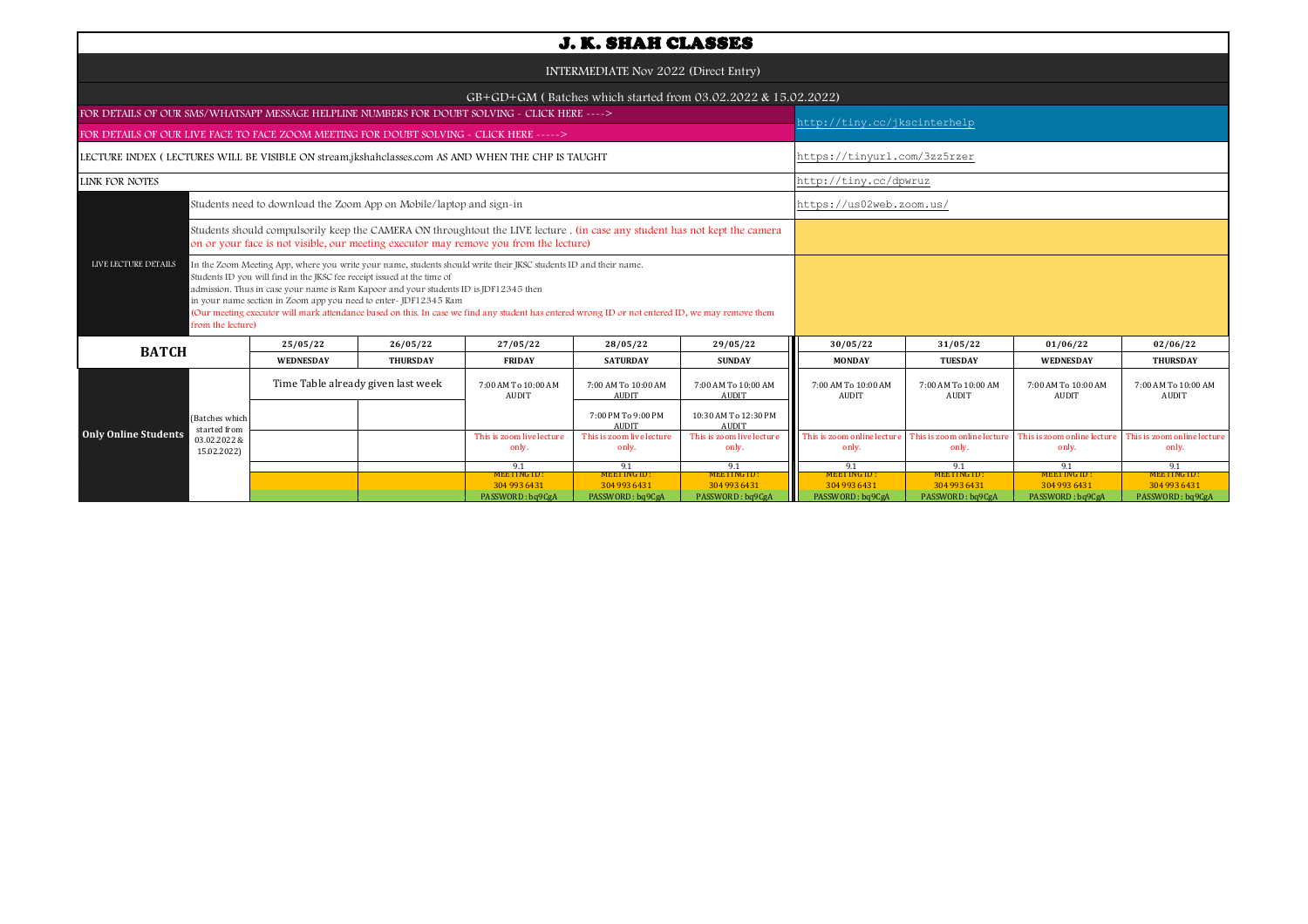# J. K. SHAH CLASSES

INTERMEDIATE Nov 2022 (Direct Entry)

GB+GD+GM ( Batches which started from 03.02.2022 & 15.02.2022)

| | |
|---|---|
| FOR DETAILS OF OUR SMS/WHATSAPP MESSAGE HELPLINE NUMBERS FOR DOUBT SOLVING - CLICK HERE ----> | http://tiny.cc/jkscinterhelp |
| FOR DETAILS OF OUR LIVE FACE TO FACE ZOOM MEETING FOR DOUBT SOLVING - CLICK HERE -----> | http://tiny.cc/jkscinterhelp |
| LECTURE INDEX ( LECTURES WILL BE VISIBLE ON stream.jkshahclasses.com AS AND WHEN THE CHP IS TAUGHT | https://tinyurl.com/3zz5rzer |
| LINK FOR NOTES | http://tiny.cc/dpwruz |

**LIVE LECTURE DETAILS**

- Students need to download the Zoom App on Mobile/laptop and sign-in — https://us02web.zoom.us/
- Students should compulsorily keep the CAMERA ON throughtout the LIVE lecture . (in case any student has not kept the camera on or your face is not visible, our meeting executor may remove you from the lecture)
- In the Zoom Meeting App, where you write your name, students should write their JKSC students ID and their name. Students ID you will find in the JKSC fee receipt issued at the time of admission. Thus in case your name is Ram Kapoor and your students ID is JDF12345 then in your name section in Zoom app you need to enter- JDF12345 Ram (Our meeting executor will mark attendance based on this. In case we find any student has entered wrong ID or not entered ID, we may remove them from the lecture)

| BATCH | | 25/05/22 | 26/05/22 | 27/05/22 | 28/05/22 | 29/05/22 | 30/05/22 | 31/05/22 | 01/06/22 | 02/06/22 |
|---|---|---|---|---|---|---|---|---|---|---|
| | | WEDNESDAY | THURSDAY | FRIDAY | SATURDAY | SUNDAY | MONDAY | TUESDAY | WEDNESDAY | THURSDAY |
| Only Online Students | (Batches which started from 03.02.2022 & 15.02.2022) | Time Table already given last week | | 7:00 AM To 10:00 AM AUDIT | 7:00 AM To 10:00 AM AUDIT | 7:00 AM To 10:00 AM AUDIT | 7:00 AM To 10:00 AM AUDIT | 7:00 AM To 10:00 AM AUDIT | 7:00 AM To 10:00 AM AUDIT | 7:00 AM To 10:00 AM AUDIT |
| | | | | | 7:00 PM To 9:00 PM AUDIT | 10:30 AM To 12:30 PM AUDIT | | | | |
| | | | | This is zoom live lecture only. | This is zoom live lecture only. | This is zoom live lecture only. | This is zoom online lecture only. | This is zoom online lecture only. | This is zoom online lecture only. | This is zoom online lecture only. |
| | | | | 9.1 | 9.1 | 9.1 | 9.1 | 9.1 | 9.1 | 9.1 |
| | | | | MEETING ID : 304 993 6431 | MEETING ID : 304 993 6431 | MEETING ID : 304 993 6431 | MEETING ID : 304 993 6431 | MEETING ID : 304 993 6431 | MEETING ID : 304 993 6431 | MEETING ID : 304 993 6431 |
| | | | | PASSWORD : bq9CgA | PASSWORD : bq9CgA | PASSWORD : bq9CgA | PASSWORD : bq9CgA | PASSWORD : bq9CgA | PASSWORD : bq9CgA | PASSWORD : bq9CgA |